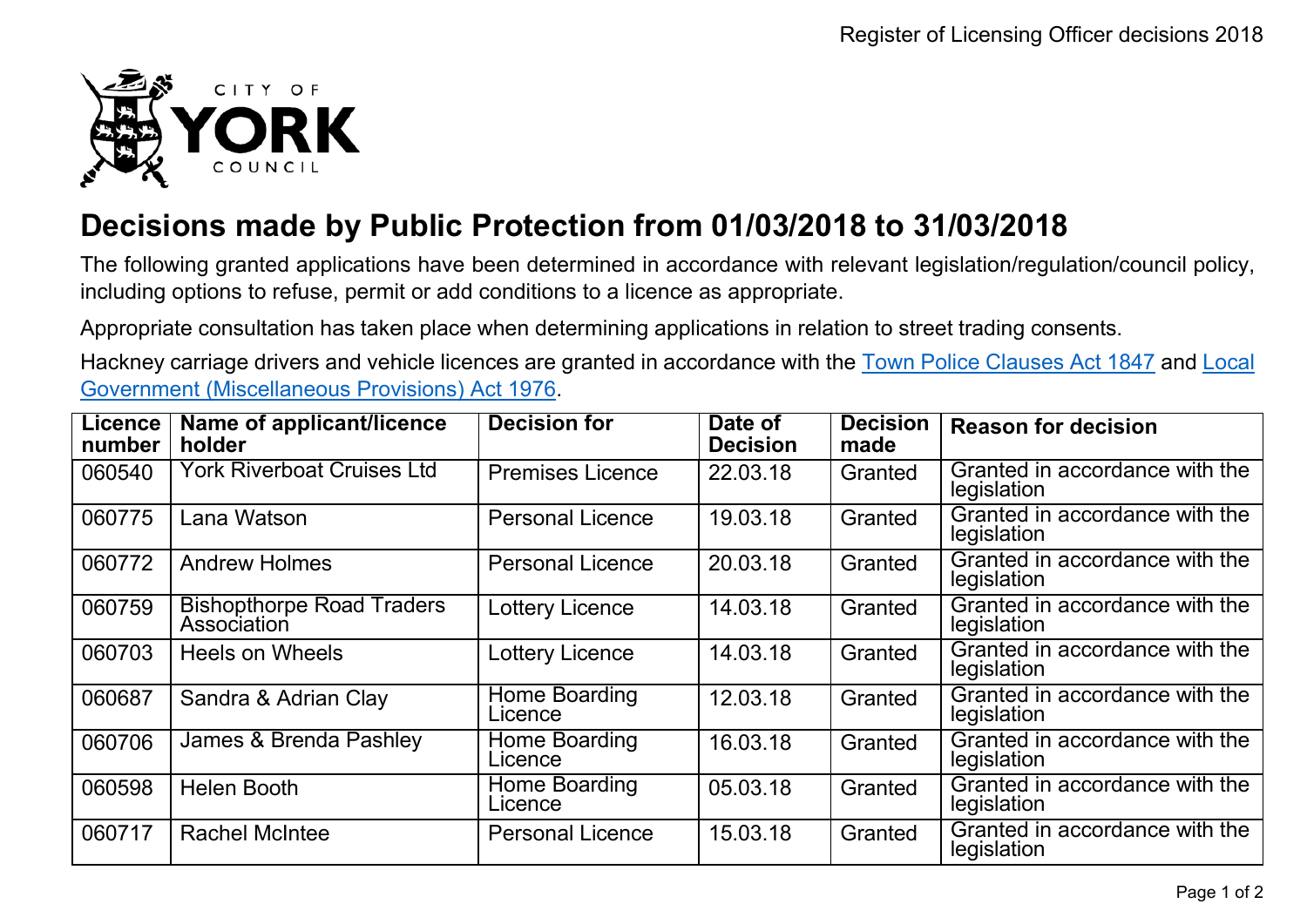# Decisions made by Public Protection from 01/03/2018 to 31/03/2018

The following granted applications have been determined in accordance with relevant legislation/regulation/council policy, including options to refuse, permit or add conditions to a licence as appropriate.

Appropriate consultation has taken place when determining applications in relation to street trading consents.

Hackney carriage drivers and vehicle licences are granted in accordance with the [Town Police Clauses Act 1847]() and [Local Government (Miscellaneous Provisions) Act 1976]().

| Licence number | Name of applicant/licence holder | Decision for | Date of Decision | Decision made | Reason for decision |
|---|---|---|---|---|---|
| 060540 | York Riverboat Cruises Ltd | Premises Licence | 22.03.18 | Granted | Granted in accordance with the legislation |
| 060775 | Lana Watson | Personal Licence | 19.03.18 | Granted | Granted in accordance with the legislation |
| 060772 | Andrew Holmes | Personal Licence | 20.03.18 | Granted | Granted in accordance with the legislation |
| 060759 | Bishopthorpe Road Traders Association | Lottery Licence | 14.03.18 | Granted | Granted in accordance with the legislation |
| 060703 | Heels on Wheels | Lottery Licence | 14.03.18 | Granted | Granted in accordance with the legislation |
| 060687 | Sandra & Adrian Clay | Home Boarding Licence | 12.03.18 | Granted | Granted in accordance with the legislation |
| 060706 | James & Brenda Pashley | Home Boarding Licence | 16.03.18 | Granted | Granted in accordance with the legislation |
| 060598 | Helen Booth | Home Boarding Licence | 05.03.18 | Granted | Granted in accordance with the legislation |
| 060717 | Rachel McIntee | Personal Licence | 15.03.18 | Granted | Granted in accordance with the legislation |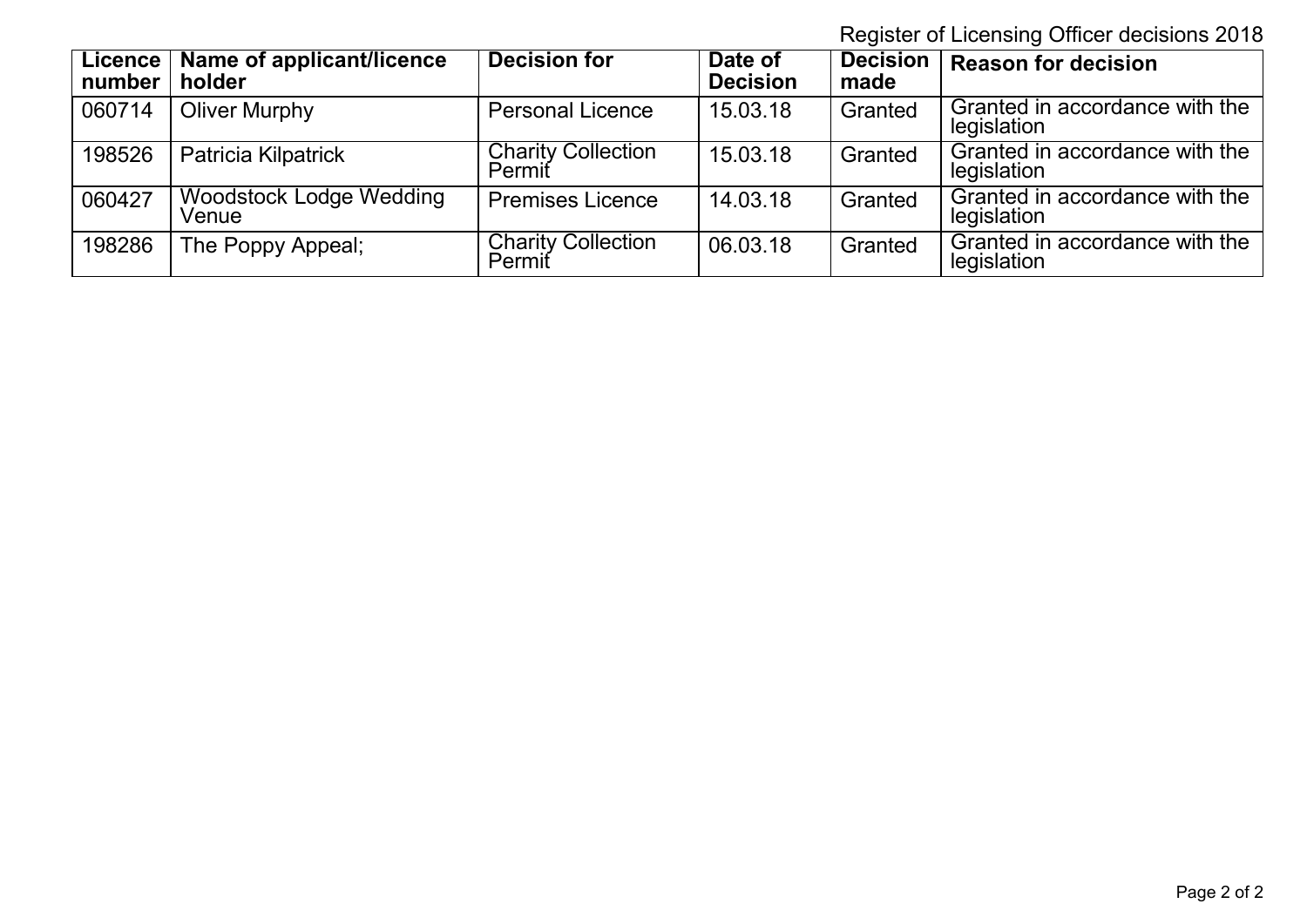Register of Licensing Officer decisions 2018

| Licence number | Name of applicant/licence holder | Decision for | Date of Decision | Decision made | Reason for decision |
|---|---|---|---|---|---|
| 060714 | Oliver Murphy | Personal Licence | 15.03.18 | Granted | Granted in accordance with the legislation |
| 198526 | Patricia Kilpatrick | Charity Collection Permit | 15.03.18 | Granted | Granted in accordance with the legislation |
| 060427 | Woodstock Lodge Wedding Venue | Premises Licence | 14.03.18 | Granted | Granted in accordance with the legislation |
| 198286 | The Poppy Appeal; | Charity Collection Permit | 06.03.18 | Granted | Granted in accordance with the legislation |